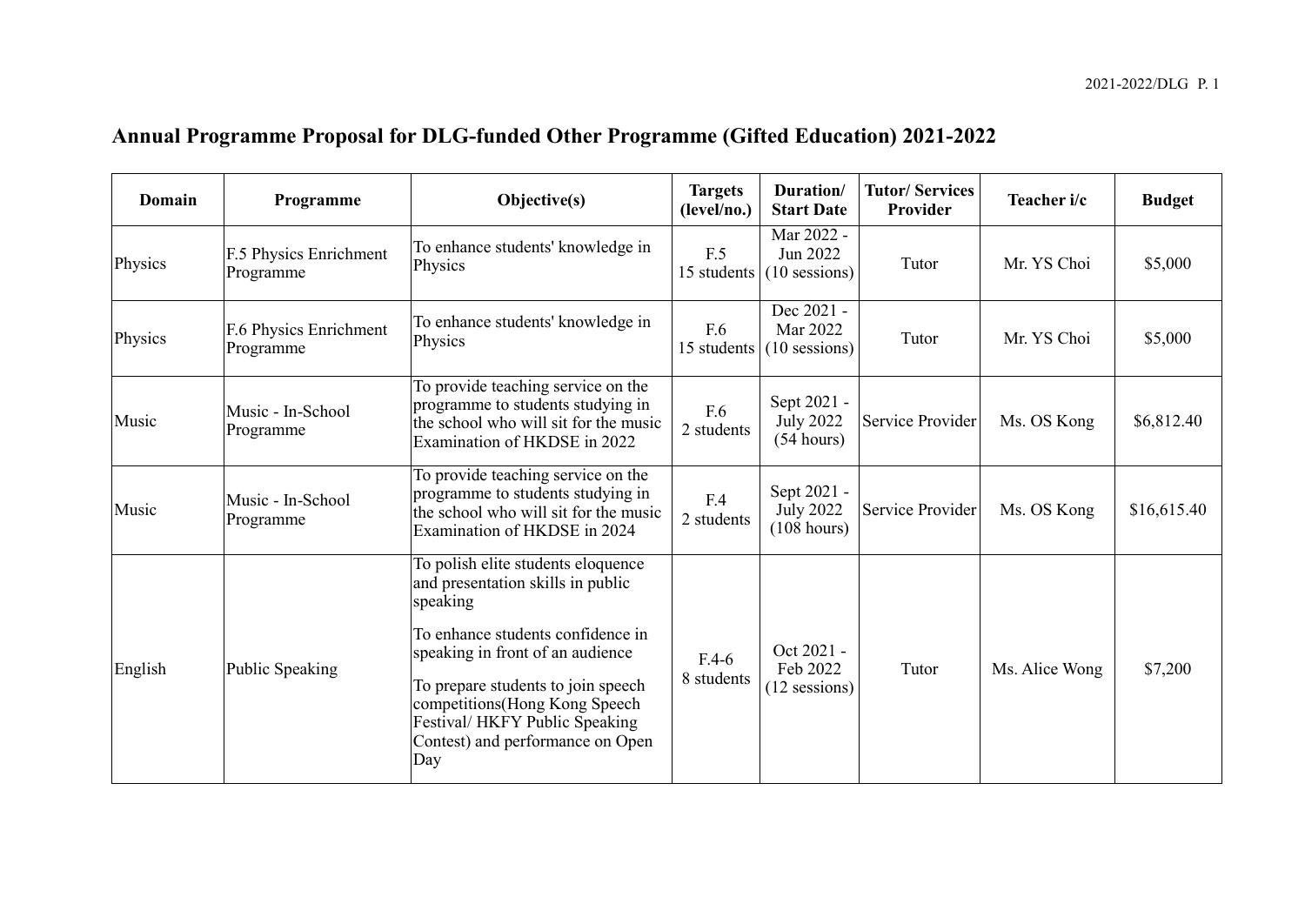# Annual Programme Proposal for DLG-funded Other Programme (Gifted Education) 2021-2022

| Domain | Programme | Objective(s) | Targets (level/no.) | Duration/ Start Date | Tutor/ Services Provider | Teacher i/c | Budget |
|---|---|---|---|---|---|---|---|
| Physics | F.5 Physics Enrichment Programme | To enhance students' knowledge in Physics | F.5 15 students | Mar 2022 - Jun 2022 (10 sessions) | Tutor | Mr. YS Choi | $5,000 |
| Physics | F.6 Physics Enrichment Programme | To enhance students' knowledge in Physics | F.6 15 students | Dec 2021 - Mar 2022 (10 sessions) | Tutor | Mr. YS Choi | $5,000 |
| Music | Music - In-School Programme | To provide teaching service on the programme to students studying in the school who will sit for the music Examination of HKDSE in 2022 | F.6 2 students | Sept 2021 - July 2022 (54 hours) | Service Provider | Ms. OS Kong | $6,812.40 |
| Music | Music - In-School Programme | To provide teaching service on the programme to students studying in the school who will sit for the music Examination of HKDSE in 2024 | F.4 2 students | Sept 2021 - July 2022 (108 hours) | Service Provider | Ms. OS Kong | $16,615.40 |
| English | Public Speaking | To polish elite students eloquence and presentation skills in public speaking<br><br>To enhance students confidence in speaking in front of an audience<br><br>To prepare students to join speech competitions(Hong Kong Speech Festival/ HKFY Public Speaking Contest) and performance on Open Day | F.4-6 8 students | Oct 2021 - Feb 2022 (12 sessions) | Tutor | Ms. Alice Wong | $7,200 |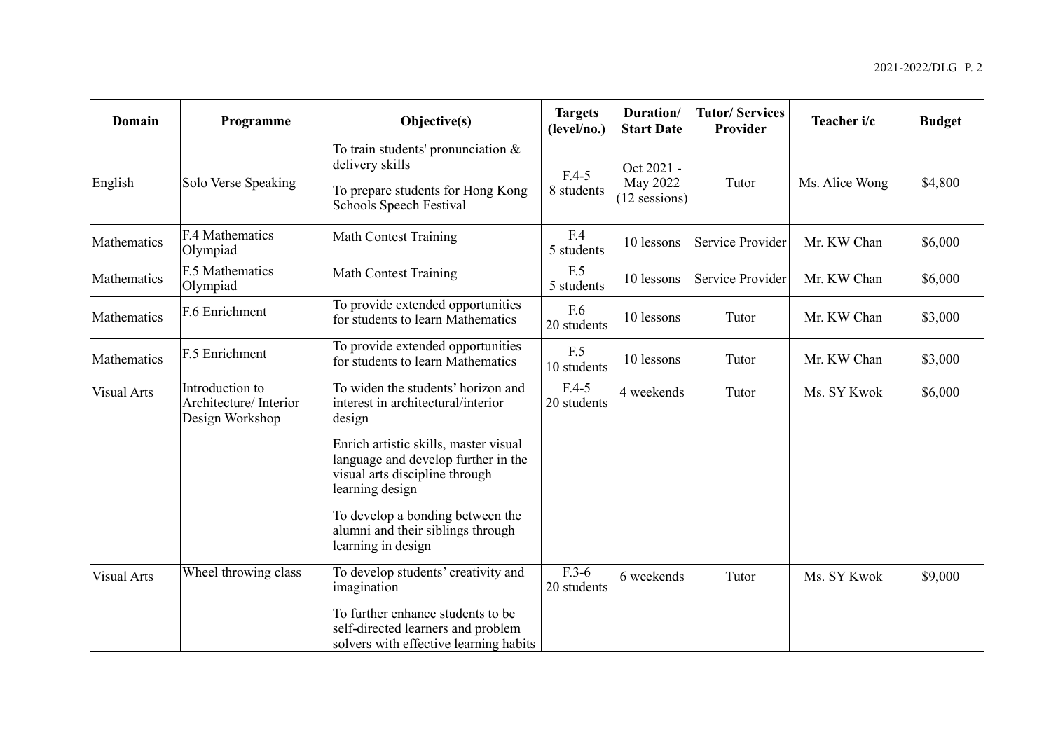| Domain | Programme | Objective(s) | Targets (level/no.) | Duration/ Start Date | Tutor/ Services Provider | Teacher i/c | Budget |
|---|---|---|---|---|---|---|---|
| English | Solo Verse Speaking | To train students' pronunciation & delivery skills<br>To prepare students for Hong Kong Schools Speech Festival | F.4-5<br>8 students | Oct 2021 - May 2022 (12 sessions) | Tutor | Ms. Alice Wong | $4,800 |
| Mathematics | F.4 Mathematics Olympiad | Math Contest Training | F.4<br>5 students | 10 lessons | Service Provider | Mr. KW Chan | $6,000 |
| Mathematics | F.5 Mathematics Olympiad | Math Contest Training | F.5<br>5 students | 10 lessons | Service Provider | Mr. KW Chan | $6,000 |
| Mathematics | F.6 Enrichment | To provide extended opportunities for students to learn Mathematics | F.6<br>20 students | 10 lessons | Tutor | Mr. KW Chan | $3,000 |
| Mathematics | F.5 Enrichment | To provide extended opportunities for students to learn Mathematics | F.5<br>10 students | 10 lessons | Tutor | Mr. KW Chan | $3,000 |
| Visual Arts | Introduction to Architecture/ Interior Design Workshop | To widen the students' horizon and interest in architectural/interior design<br>Enrich artistic skills, master visual language and develop further in the visual arts discipline through learning design<br>To develop a bonding between the alumni and their siblings through learning in design | F.4-5<br>20 students | 4 weekends | Tutor | Ms. SY Kwok | $6,000 |
| Visual Arts | Wheel throwing class | To develop students' creativity and imagination<br>To further enhance students to be self-directed learners and problem solvers with effective learning habits | F.3-6<br>20 students | 6 weekends | Tutor | Ms. SY Kwok | $9,000 |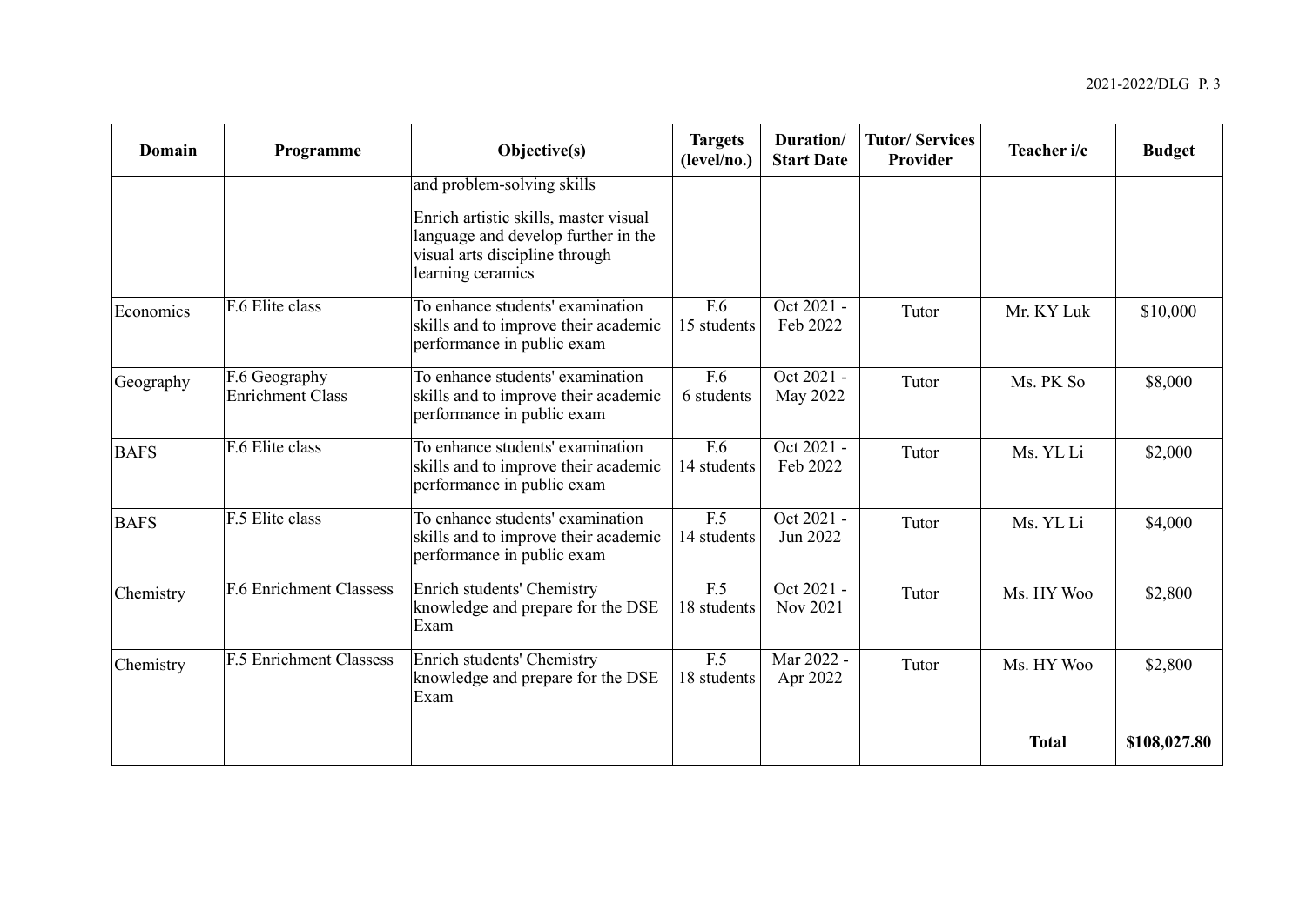| Domain | Programme | Objective(s) | Targets (level/no.) | Duration/ Start Date | Tutor/ Services Provider | Teacher i/c | Budget |
|---|---|---|---|---|---|---|---|
| | | and problem-solving skills<br><br>Enrich artistic skills, master visual language and develop further in the visual arts discipline through learning ceramics | | | | | |
| Economics | F.6 Elite class | To enhance students' examination skills and to improve their academic performance in public exam | F.6 15 students | Oct 2021 - Feb 2022 | Tutor | Mr. KY Luk | $10,000 |
| Geography | F.6 Geography Enrichment Class | To enhance students' examination skills and to improve their academic performance in public exam | F.6 6 students | Oct 2021 - May 2022 | Tutor | Ms. PK So | $8,000 |
| BAFS | F.6 Elite class | To enhance students' examination skills and to improve their academic performance in public exam | F.6 14 students | Oct 2021 - Feb 2022 | Tutor | Ms. YL Li | $2,000 |
| BAFS | F.5 Elite class | To enhance students' examination skills and to improve their academic performance in public exam | F.5 14 students | Oct 2021 - Jun 2022 | Tutor | Ms. YL Li | $4,000 |
| Chemistry | F.6 Enrichment Classess | Enrich students' Chemistry knowledge and prepare for the DSE Exam | F.5 18 students | Oct 2021 - Nov 2021 | Tutor | Ms. HY Woo | $2,800 |
| Chemistry | F.5 Enrichment Classess | Enrich students' Chemistry knowledge and prepare for the DSE Exam | F.5 18 students | Mar 2022 - Apr 2022 | Tutor | Ms. HY Woo | $2,800 |
| | | | | | | **Total** | **$108,027.80** |